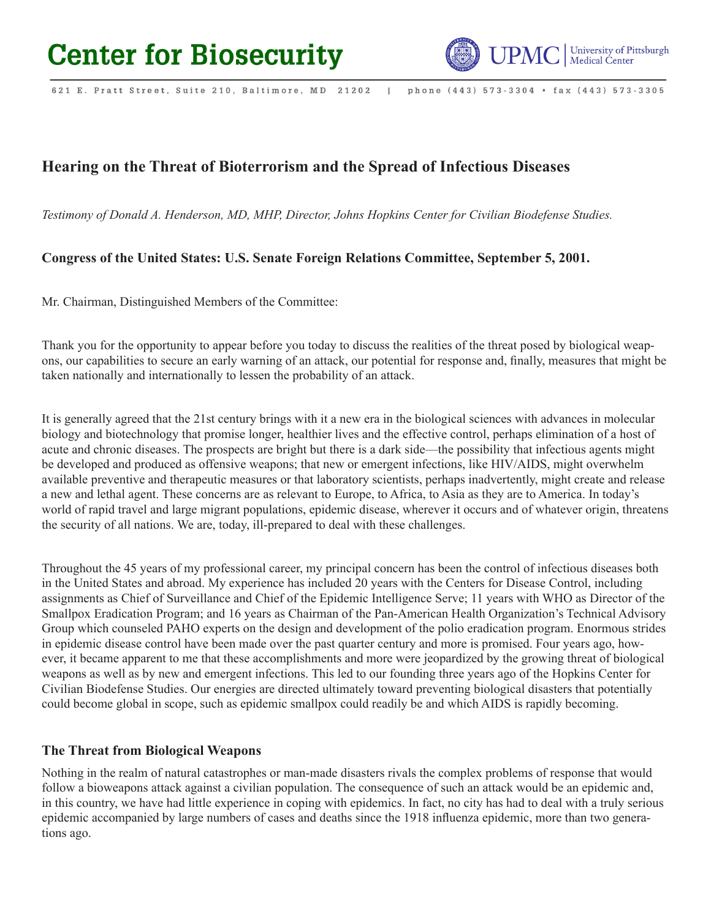# Center for Biosecurity

UPMC | University of Pittsburgh Medical Center

621 E. Pratt Street, Suite 210, Baltimore, MD 21202 | phone (443) 573-3304 • fax (443) 573-3305

## Hearing on the Threat of Bioterrorism and the Spread of Infectious Diseases

*Testimony of Donald A. Henderson, MD, MHP, Director, Johns Hopkins Center for Civilian Biodefense Studies.*

**Congress of the United States: U.S. Senate Foreign Relations Committee, September 5, 2001.**

Mr. Chairman, Distinguished Members of the Committee:

Thank you for the opportunity to appear before you today to discuss the realities of the threat posed by biological weapons, our capabilities to secure an early warning of an attack, our potential for response and, finally, measures that might be taken nationally and internationally to lessen the probability of an attack.

It is generally agreed that the 21st century brings with it a new era in the biological sciences with advances in molecular biology and biotechnology that promise longer, healthier lives and the effective control, perhaps elimination of a host of acute and chronic diseases. The prospects are bright but there is a dark side—the possibility that infectious agents might be developed and produced as offensive weapons; that new or emergent infections, like HIV/AIDS, might overwhelm available preventive and therapeutic measures or that laboratory scientists, perhaps inadvertently, might create and release a new and lethal agent. These concerns are as relevant to Europe, to Africa, to Asia as they are to America. In today's world of rapid travel and large migrant populations, epidemic disease, wherever it occurs and of whatever origin, threatens the security of all nations. We are, today, ill-prepared to deal with these challenges.

Throughout the 45 years of my professional career, my principal concern has been the control of infectious diseases both in the United States and abroad. My experience has included 20 years with the Centers for Disease Control, including assignments as Chief of Surveillance and Chief of the Epidemic Intelligence Serve; 11 years with WHO as Director of the Smallpox Eradication Program; and 16 years as Chairman of the Pan-American Health Organization's Technical Advisory Group which counseled PAHO experts on the design and development of the polio eradication program. Enormous strides in epidemic disease control have been made over the past quarter century and more is promised. Four years ago, however, it became apparent to me that these accomplishments and more were jeopardized by the growing threat of biological weapons as well as by new and emergent infections. This led to our founding three years ago of the Hopkins Center for Civilian Biodefense Studies. Our energies are directed ultimately toward preventing biological disasters that potentially could become global in scope, such as epidemic smallpox could readily be and which AIDS is rapidly becoming.

### The Threat from Biological Weapons

Nothing in the realm of natural catastrophes or man-made disasters rivals the complex problems of response that would follow a bioweapons attack against a civilian population. The consequence of such an attack would be an epidemic and, in this country, we have had little experience in coping with epidemics. In fact, no city has had to deal with a truly serious epidemic accompanied by large numbers of cases and deaths since the 1918 influenza epidemic, more than two generations ago.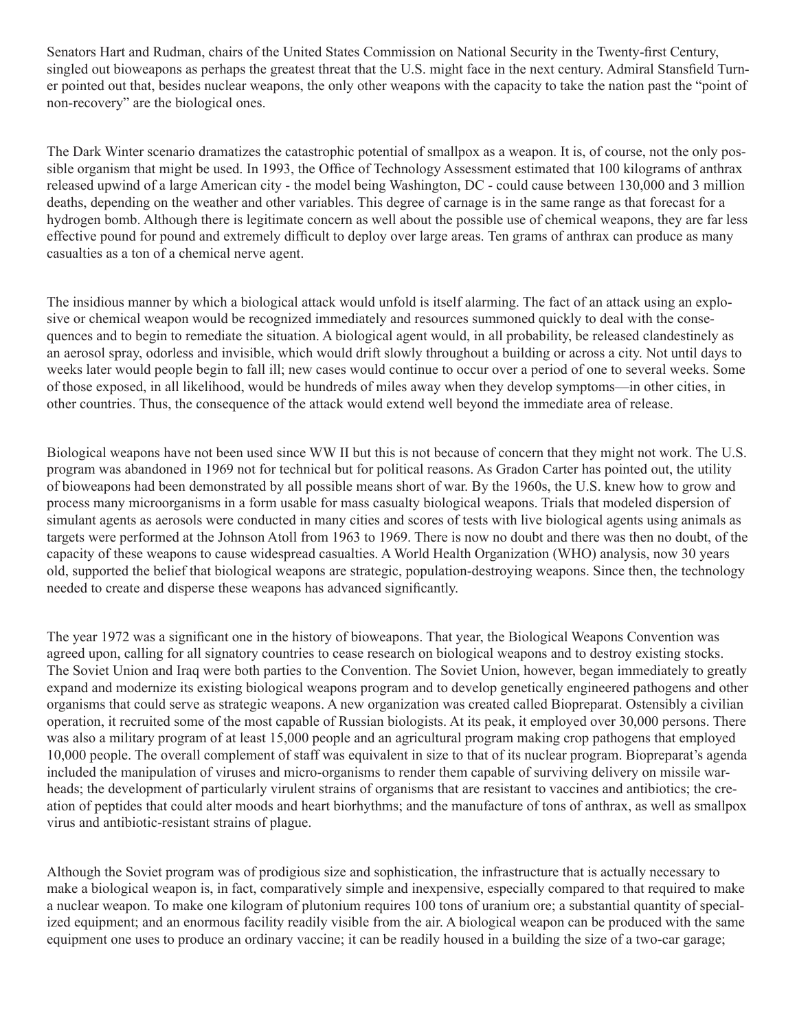Senators Hart and Rudman, chairs of the United States Commission on National Security in the Twenty-first Century, singled out bioweapons as perhaps the greatest threat that the U.S. might face in the next century. Admiral Stansfield Turner pointed out that, besides nuclear weapons, the only other weapons with the capacity to take the nation past the "point of non-recovery" are the biological ones.

The Dark Winter scenario dramatizes the catastrophic potential of smallpox as a weapon. It is, of course, not the only possible organism that might be used. In 1993, the Office of Technology Assessment estimated that 100 kilograms of anthrax released upwind of a large American city - the model being Washington, DC - could cause between 130,000 and 3 million deaths, depending on the weather and other variables. This degree of carnage is in the same range as that forecast for a hydrogen bomb. Although there is legitimate concern as well about the possible use of chemical weapons, they are far less effective pound for pound and extremely difficult to deploy over large areas. Ten grams of anthrax can produce as many casualties as a ton of a chemical nerve agent.

The insidious manner by which a biological attack would unfold is itself alarming. The fact of an attack using an explosive or chemical weapon would be recognized immediately and resources summoned quickly to deal with the consequences and to begin to remediate the situation. A biological agent would, in all probability, be released clandestinely as an aerosol spray, odorless and invisible, which would drift slowly throughout a building or across a city. Not until days to weeks later would people begin to fall ill; new cases would continue to occur over a period of one to several weeks. Some of those exposed, in all likelihood, would be hundreds of miles away when they develop symptoms—in other cities, in other countries. Thus, the consequence of the attack would extend well beyond the immediate area of release.

Biological weapons have not been used since WW II but this is not because of concern that they might not work. The U.S. program was abandoned in 1969 not for technical but for political reasons. As Gradon Carter has pointed out, the utility of bioweapons had been demonstrated by all possible means short of war. By the 1960s, the U.S. knew how to grow and process many microorganisms in a form usable for mass casualty biological weapons. Trials that modeled dispersion of simulant agents as aerosols were conducted in many cities and scores of tests with live biological agents using animals as targets were performed at the Johnson Atoll from 1963 to 1969. There is now no doubt and there was then no doubt, of the capacity of these weapons to cause widespread casualties. A World Health Organization (WHO) analysis, now 30 years old, supported the belief that biological weapons are strategic, population-destroying weapons. Since then, the technology needed to create and disperse these weapons has advanced significantly.

The year 1972 was a significant one in the history of bioweapons. That year, the Biological Weapons Convention was agreed upon, calling for all signatory countries to cease research on biological weapons and to destroy existing stocks. The Soviet Union and Iraq were both parties to the Convention. The Soviet Union, however, began immediately to greatly expand and modernize its existing biological weapons program and to develop genetically engineered pathogens and other organisms that could serve as strategic weapons. A new organization was created called Biopreparat. Ostensibly a civilian operation, it recruited some of the most capable of Russian biologists. At its peak, it employed over 30,000 persons. There was also a military program of at least 15,000 people and an agricultural program making crop pathogens that employed 10,000 people. The overall complement of staff was equivalent in size to that of its nuclear program. Biopreparat's agenda included the manipulation of viruses and micro-organisms to render them capable of surviving delivery on missile warheads; the development of particularly virulent strains of organisms that are resistant to vaccines and antibiotics; the creation of peptides that could alter moods and heart biorhythms; and the manufacture of tons of anthrax, as well as smallpox virus and antibiotic-resistant strains of plague.

Although the Soviet program was of prodigious size and sophistication, the infrastructure that is actually necessary to make a biological weapon is, in fact, comparatively simple and inexpensive, especially compared to that required to make a nuclear weapon. To make one kilogram of plutonium requires 100 tons of uranium ore; a substantial quantity of specialized equipment; and an enormous facility readily visible from the air. A biological weapon can be produced with the same equipment one uses to produce an ordinary vaccine; it can be readily housed in a building the size of a two-car garage;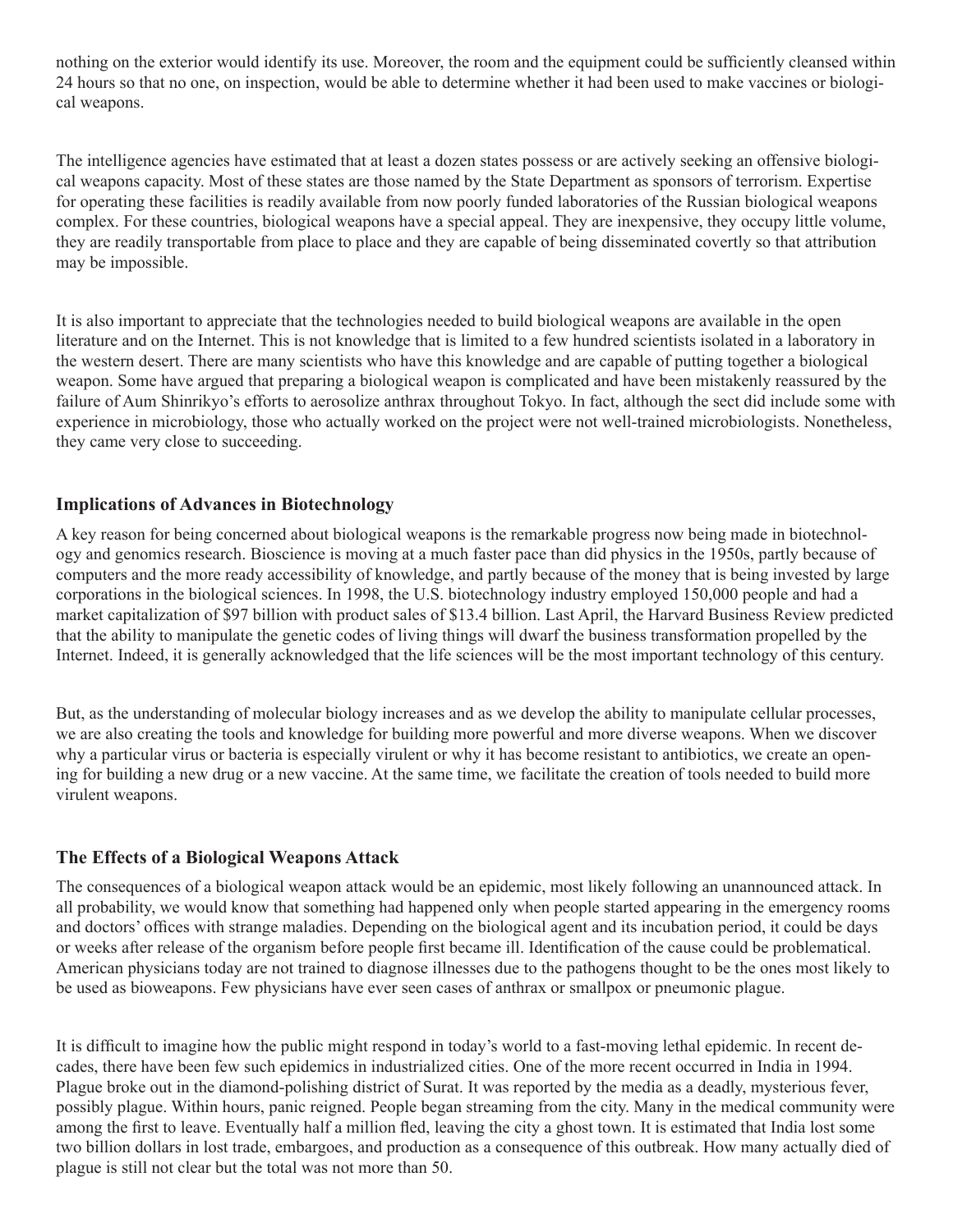nothing on the exterior would identify its use. Moreover, the room and the equipment could be sufficiently cleansed within 24 hours so that no one, on inspection, would be able to determine whether it had been used to make vaccines or biological weapons.

The intelligence agencies have estimated that at least a dozen states possess or are actively seeking an offensive biological weapons capacity. Most of these states are those named by the State Department as sponsors of terrorism. Expertise for operating these facilities is readily available from now poorly funded laboratories of the Russian biological weapons complex. For these countries, biological weapons have a special appeal. They are inexpensive, they occupy little volume, they are readily transportable from place to place and they are capable of being disseminated covertly so that attribution may be impossible.

It is also important to appreciate that the technologies needed to build biological weapons are available in the open literature and on the Internet. This is not knowledge that is limited to a few hundred scientists isolated in a laboratory in the western desert. There are many scientists who have this knowledge and are capable of putting together a biological weapon. Some have argued that preparing a biological weapon is complicated and have been mistakenly reassured by the failure of Aum Shinrikyo's efforts to aerosolize anthrax throughout Tokyo. In fact, although the sect did include some with experience in microbiology, those who actually worked on the project were not well-trained microbiologists. Nonetheless, they came very close to succeeding.

### Implications of Advances in Biotechnology

A key reason for being concerned about biological weapons is the remarkable progress now being made in biotechnology and genomics research. Bioscience is moving at a much faster pace than did physics in the 1950s, partly because of computers and the more ready accessibility of knowledge, and partly because of the money that is being invested by large corporations in the biological sciences. In 1998, the U.S. biotechnology industry employed 150,000 people and had a market capitalization of $97 billion with product sales of $13.4 billion. Last April, the Harvard Business Review predicted that the ability to manipulate the genetic codes of living things will dwarf the business transformation propelled by the Internet. Indeed, it is generally acknowledged that the life sciences will be the most important technology of this century.

But, as the understanding of molecular biology increases and as we develop the ability to manipulate cellular processes, we are also creating the tools and knowledge for building more powerful and more diverse weapons. When we discover why a particular virus or bacteria is especially virulent or why it has become resistant to antibiotics, we create an opening for building a new drug or a new vaccine. At the same time, we facilitate the creation of tools needed to build more virulent weapons.

### The Effects of a Biological Weapons Attack

The consequences of a biological weapon attack would be an epidemic, most likely following an unannounced attack. In all probability, we would know that something had happened only when people started appearing in the emergency rooms and doctors' offices with strange maladies. Depending on the biological agent and its incubation period, it could be days or weeks after release of the organism before people first became ill. Identification of the cause could be problematical. American physicians today are not trained to diagnose illnesses due to the pathogens thought to be the ones most likely to be used as bioweapons. Few physicians have ever seen cases of anthrax or smallpox or pneumonic plague.

It is difficult to imagine how the public might respond in today's world to a fast-moving lethal epidemic. In recent decades, there have been few such epidemics in industrialized cities. One of the more recent occurred in India in 1994. Plague broke out in the diamond-polishing district of Surat. It was reported by the media as a deadly, mysterious fever, possibly plague. Within hours, panic reigned. People began streaming from the city. Many in the medical community were among the first to leave. Eventually half a million fled, leaving the city a ghost town. It is estimated that India lost some two billion dollars in lost trade, embargoes, and production as a consequence of this outbreak. How many actually died of plague is still not clear but the total was not more than 50.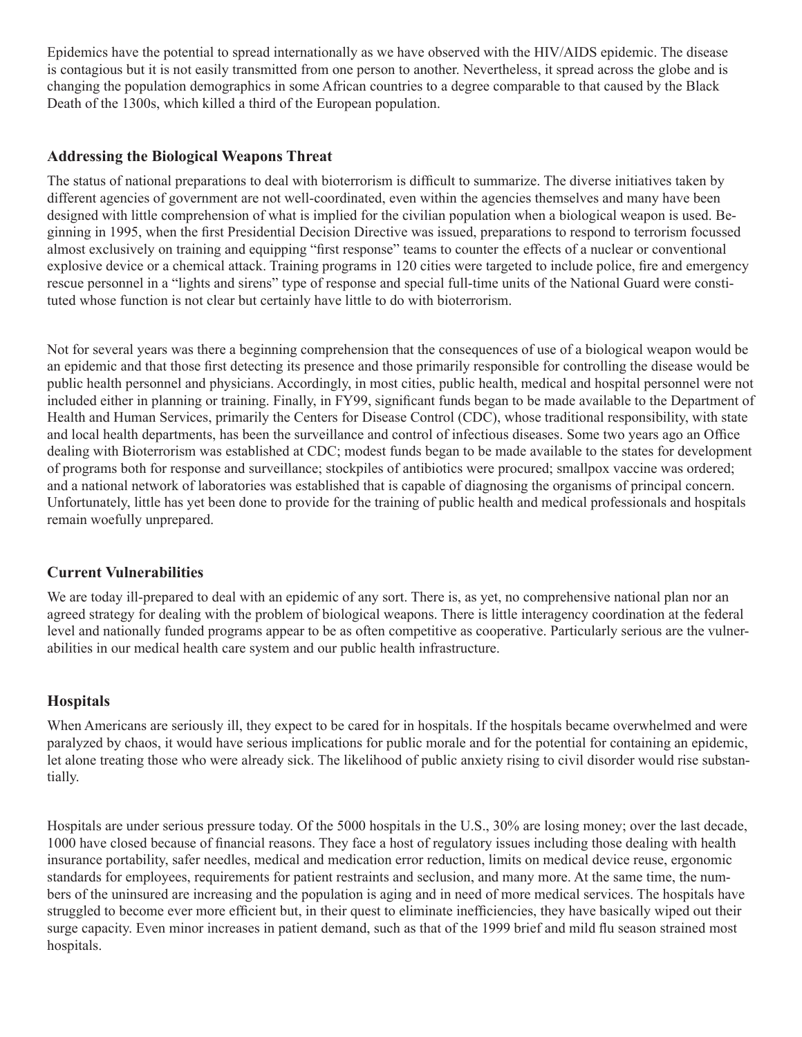Epidemics have the potential to spread internationally as we have observed with the HIV/AIDS epidemic. The disease is contagious but it is not easily transmitted from one person to another. Nevertheless, it spread across the globe and is changing the population demographics in some African countries to a degree comparable to that caused by the Black Death of the 1300s, which killed a third of the European population.

### Addressing the Biological Weapons Threat

The status of national preparations to deal with bioterrorism is difficult to summarize. The diverse initiatives taken by different agencies of government are not well-coordinated, even within the agencies themselves and many have been designed with little comprehension of what is implied for the civilian population when a biological weapon is used. Beginning in 1995, when the first Presidential Decision Directive was issued, preparations to respond to terrorism focussed almost exclusively on training and equipping "first response" teams to counter the effects of a nuclear or conventional explosive device or a chemical attack. Training programs in 120 cities were targeted to include police, fire and emergency rescue personnel in a "lights and sirens" type of response and special full-time units of the National Guard were constituted whose function is not clear but certainly have little to do with bioterrorism.

Not for several years was there a beginning comprehension that the consequences of use of a biological weapon would be an epidemic and that those first detecting its presence and those primarily responsible for controlling the disease would be public health personnel and physicians. Accordingly, in most cities, public health, medical and hospital personnel were not included either in planning or training. Finally, in FY99, significant funds began to be made available to the Department of Health and Human Services, primarily the Centers for Disease Control (CDC), whose traditional responsibility, with state and local health departments, has been the surveillance and control of infectious diseases. Some two years ago an Office dealing with Bioterrorism was established at CDC; modest funds began to be made available to the states for development of programs both for response and surveillance; stockpiles of antibiotics were procured; smallpox vaccine was ordered; and a national network of laboratories was established that is capable of diagnosing the organisms of principal concern. Unfortunately, little has yet been done to provide for the training of public health and medical professionals and hospitals remain woefully unprepared.

### Current Vulnerabilities

We are today ill-prepared to deal with an epidemic of any sort. There is, as yet, no comprehensive national plan nor an agreed strategy for dealing with the problem of biological weapons. There is little interagency coordination at the federal level and nationally funded programs appear to be as often competitive as cooperative. Particularly serious are the vulnerabilities in our medical health care system and our public health infrastructure.

### Hospitals

When Americans are seriously ill, they expect to be cared for in hospitals. If the hospitals became overwhelmed and were paralyzed by chaos, it would have serious implications for public morale and for the potential for containing an epidemic, let alone treating those who were already sick. The likelihood of public anxiety rising to civil disorder would rise substantially.

Hospitals are under serious pressure today. Of the 5000 hospitals in the U.S., 30% are losing money; over the last decade, 1000 have closed because of financial reasons. They face a host of regulatory issues including those dealing with health insurance portability, safer needles, medical and medication error reduction, limits on medical device reuse, ergonomic standards for employees, requirements for patient restraints and seclusion, and many more. At the same time, the numbers of the uninsured are increasing and the population is aging and in need of more medical services. The hospitals have struggled to become ever more efficient but, in their quest to eliminate inefficiencies, they have basically wiped out their surge capacity. Even minor increases in patient demand, such as that of the 1999 brief and mild flu season strained most hospitals.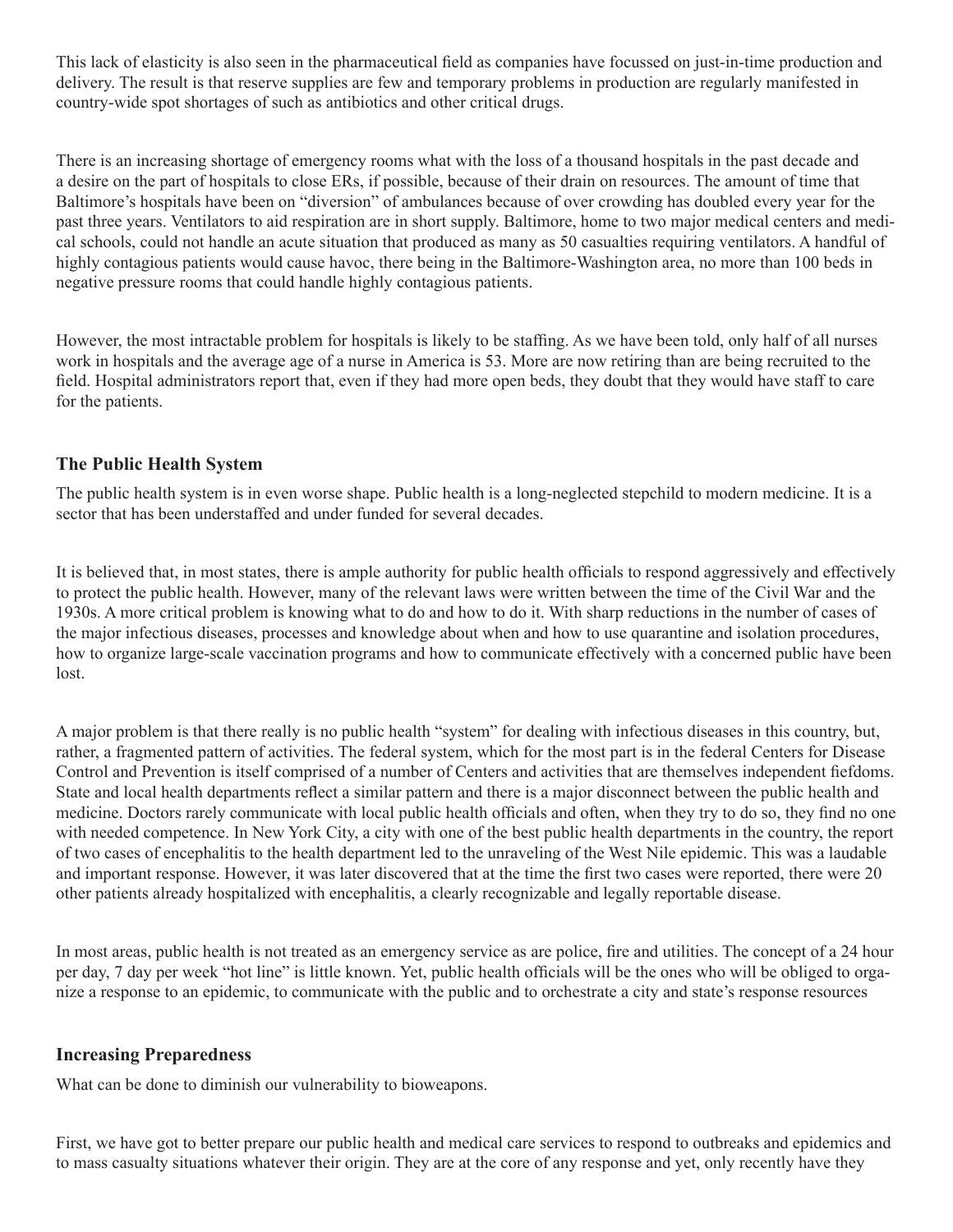This lack of elasticity is also seen in the pharmaceutical field as companies have focussed on just-in-time production and delivery. The result is that reserve supplies are few and temporary problems in production are regularly manifested in country-wide spot shortages of such as antibiotics and other critical drugs.

There is an increasing shortage of emergency rooms what with the loss of a thousand hospitals in the past decade and a desire on the part of hospitals to close ERs, if possible, because of their drain on resources. The amount of time that Baltimore's hospitals have been on "diversion" of ambulances because of over crowding has doubled every year for the past three years. Ventilators to aid respiration are in short supply. Baltimore, home to two major medical centers and medical schools, could not handle an acute situation that produced as many as 50 casualties requiring ventilators. A handful of highly contagious patients would cause havoc, there being in the Baltimore-Washington area, no more than 100 beds in negative pressure rooms that could handle highly contagious patients.

However, the most intractable problem for hospitals is likely to be staffing. As we have been told, only half of all nurses work in hospitals and the average age of a nurse in America is 53. More are now retiring than are being recruited to the field. Hospital administrators report that, even if they had more open beds, they doubt that they would have staff to care for the patients.

### The Public Health System

The public health system is in even worse shape. Public health is a long-neglected stepchild to modern medicine. It is a sector that has been understaffed and under funded for several decades.

It is believed that, in most states, there is ample authority for public health officials to respond aggressively and effectively to protect the public health. However, many of the relevant laws were written between the time of the Civil War and the 1930s. A more critical problem is knowing what to do and how to do it. With sharp reductions in the number of cases of the major infectious diseases, processes and knowledge about when and how to use quarantine and isolation procedures, how to organize large-scale vaccination programs and how to communicate effectively with a concerned public have been lost.

A major problem is that there really is no public health "system" for dealing with infectious diseases in this country, but, rather, a fragmented pattern of activities. The federal system, which for the most part is in the federal Centers for Disease Control and Prevention is itself comprised of a number of Centers and activities that are themselves independent fiefdoms. State and local health departments reflect a similar pattern and there is a major disconnect between the public health and medicine. Doctors rarely communicate with local public health officials and often, when they try to do so, they find no one with needed competence. In New York City, a city with one of the best public health departments in the country, the report of two cases of encephalitis to the health department led to the unraveling of the West Nile epidemic. This was a laudable and important response. However, it was later discovered that at the time the first two cases were reported, there were 20 other patients already hospitalized with encephalitis, a clearly recognizable and legally reportable disease.

In most areas, public health is not treated as an emergency service as are police, fire and utilities. The concept of a 24 hour per day, 7 day per week "hot line" is little known. Yet, public health officials will be the ones who will be obliged to organize a response to an epidemic, to communicate with the public and to orchestrate a city and state's response resources

### Increasing Preparedness

What can be done to diminish our vulnerability to bioweapons.

First, we have got to better prepare our public health and medical care services to respond to outbreaks and epidemics and to mass casualty situations whatever their origin. They are at the core of any response and yet, only recently have they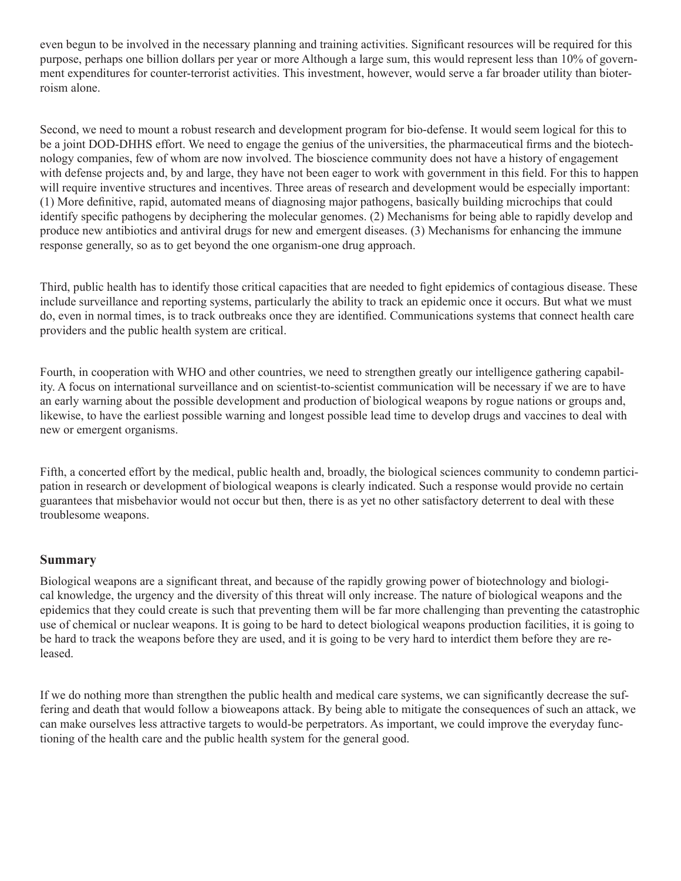even begun to be involved in the necessary planning and training activities. Significant resources will be required for this purpose, perhaps one billion dollars per year or more Although a large sum, this would represent less than 10% of government expenditures for counter-terrorist activities. This investment, however, would serve a far broader utility than bioterroism alone.

Second, we need to mount a robust research and development program for bio-defense. It would seem logical for this to be a joint DOD-DHHS effort. We need to engage the genius of the universities, the pharmaceutical firms and the biotechnology companies, few of whom are now involved. The bioscience community does not have a history of engagement with defense projects and, by and large, they have not been eager to work with government in this field. For this to happen will require inventive structures and incentives. Three areas of research and development would be especially important: (1) More definitive, rapid, automated means of diagnosing major pathogens, basically building microchips that could identify specific pathogens by deciphering the molecular genomes. (2) Mechanisms for being able to rapidly develop and produce new antibiotics and antiviral drugs for new and emergent diseases. (3) Mechanisms for enhancing the immune response generally, so as to get beyond the one organism-one drug approach.

Third, public health has to identify those critical capacities that are needed to fight epidemics of contagious disease. These include surveillance and reporting systems, particularly the ability to track an epidemic once it occurs. But what we must do, even in normal times, is to track outbreaks once they are identified. Communications systems that connect health care providers and the public health system are critical.

Fourth, in cooperation with WHO and other countries, we need to strengthen greatly our intelligence gathering capability. A focus on international surveillance and on scientist-to-scientist communication will be necessary if we are to have an early warning about the possible development and production of biological weapons by rogue nations or groups and, likewise, to have the earliest possible warning and longest possible lead time to develop drugs and vaccines to deal with new or emergent organisms.

Fifth, a concerted effort by the medical, public health and, broadly, the biological sciences community to condemn participation in research or development of biological weapons is clearly indicated. Such a response would provide no certain guarantees that misbehavior would not occur but then, there is as yet no other satisfactory deterrent to deal with these troublesome weapons.

### Summary

Biological weapons are a significant threat, and because of the rapidly growing power of biotechnology and biological knowledge, the urgency and the diversity of this threat will only increase. The nature of biological weapons and the epidemics that they could create is such that preventing them will be far more challenging than preventing the catastrophic use of chemical or nuclear weapons. It is going to be hard to detect biological weapons production facilities, it is going to be hard to track the weapons before they are used, and it is going to be very hard to interdict them before they are released.

If we do nothing more than strengthen the public health and medical care systems, we can significantly decrease the suffering and death that would follow a bioweapons attack. By being able to mitigate the consequences of such an attack, we can make ourselves less attractive targets to would-be perpetrators. As important, we could improve the everyday functioning of the health care and the public health system for the general good.